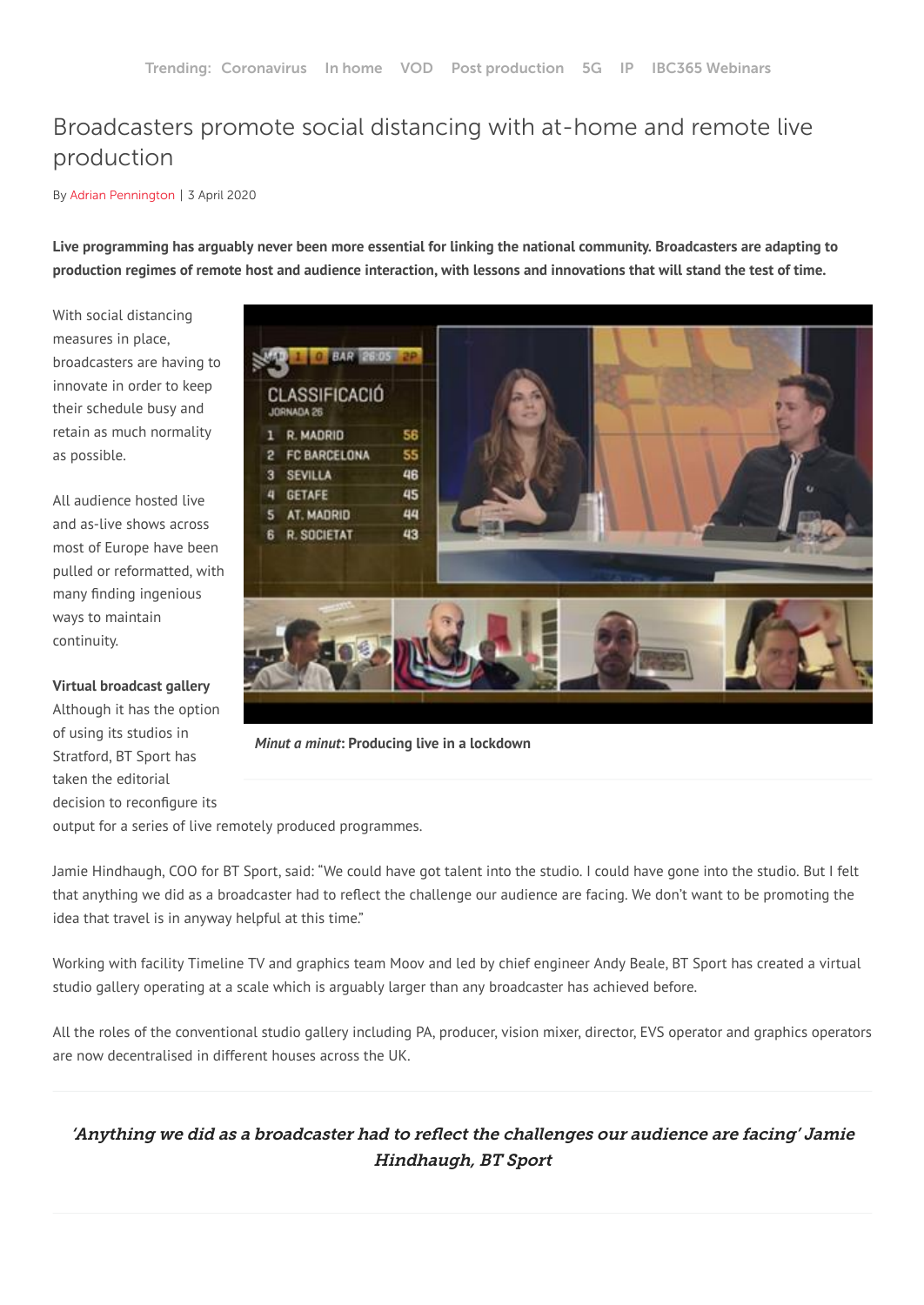Trending: Coronavirus In home VOD Post production 5G IP IBC365 Webinars

# Broadcasters promote social distancing with at-home and remote live production

By Adrian Pennington | 3 April 2020

**Live programming has arguably never been more essential for linking the national community. Broadcasters are adapting to production regimes of remote host and audience interaction, with lessons and innovations that will stand the test of time.**

With social distancing measures in place, broadcasters are having to innovate in order to keep their schedule busy and retain as much normality as possible.

All audience hosted live and as-live shows across most of Europe have been pulled or reformatted, with many finding ingenious ways to maintain continuity.

*Minut a minut*: **Producing live in a lockdown**

**Virtual broadcast gallery**

Although it has the option of using its studios in Stratford, BT Sport has taken the editorial decision to reconfigure its output for a series of live remotely produced programmes.

Jamie Hindhaugh, COO for BT Sport, said: "We could have got talent into the studio. I could have gone into the studio. But I felt that anything we did as a broadcaster had to reflect the challenge our audience are facing. We don't want to be promoting the idea that travel is in anyway helpful at this time."

Working with facility Timeline TV and graphics team Moov and led by chief engineer Andy Beale, BT Sport has created a virtual studio gallery operating at a scale which is arguably larger than any broadcaster has achieved before.

All the roles of the conventional studio gallery including PA, producer, vision mixer, director, EVS operator and graphics operators are now decentralised in different houses across the UK.

> *'Anything we did as a broadcaster had to reflect the challenges our audience are facing' Jamie Hindhaugh, BT Sport*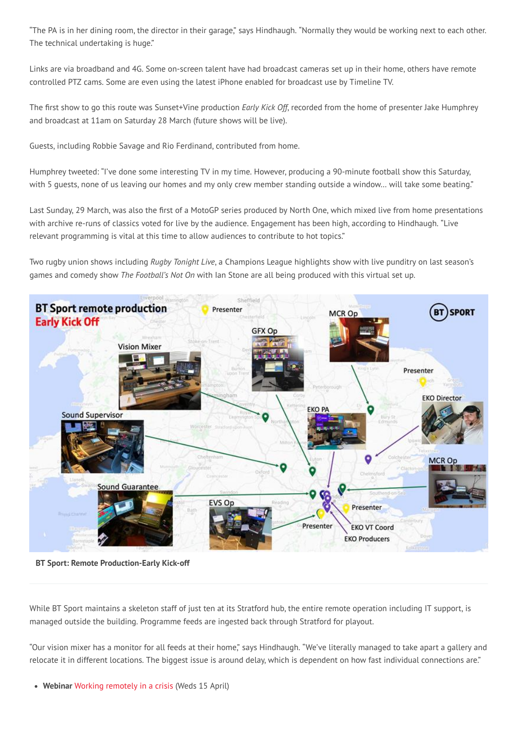"The PA is in her dining room, the director in their garage," says Hindhaugh. "Normally they would be working next to each other. The technical undertaking is huge."

Links are via broadband and 4G. Some on-screen talent have had broadcast cameras set up in their home, others have remote controlled PTZ cams. Some are even using the latest iPhone enabled for broadcast use by Timeline TV.

The first show to go this route was Sunset+Vine production *Early Kick Off*, recorded from the home of presenter Jake Humphrey and broadcast at 11am on Saturday 28 March (future shows will be live).

Guests, including Robbie Savage and Rio Ferdinand, contributed from home.

Humphrey tweeted: "I've done some interesting TV in my time. However, producing a 90-minute football show this Saturday, with 5 guests, none of us leaving our homes and my only crew member standing outside a window... will take some beating."

Last Sunday, 29 March, was also the first of a MotoGP series produced by North One, which mixed live from home presentations with archive re-runs of classics voted for live by the audience. Engagement has been high, according to Hindhaugh. "Live relevant programming is vital at this time to allow audiences to contribute to hot topics."

Two rugby union shows including *Rugby Tonight Live*, a Champions League highlights show with live punditry on last season's games and comedy show *The Football's Not On* with Ian Stone are all being produced with this virtual set up.

**BT Sport: Remote Production-Early Kick-off**

While BT Sport maintains a skeleton staff of just ten at its Stratford hub, the entire remote operation including IT support, is managed outside the building. Programme feeds are ingested back through Stratford for playout.

"Our vision mixer has a monitor for all feeds at their home," says Hindhaugh. "We've literally managed to take apart a gallery and relocate it in different locations. The biggest issue is around delay, which is dependent on how fast individual connections are."

- **Webinar** Working remotely in a crisis (Weds 15 April)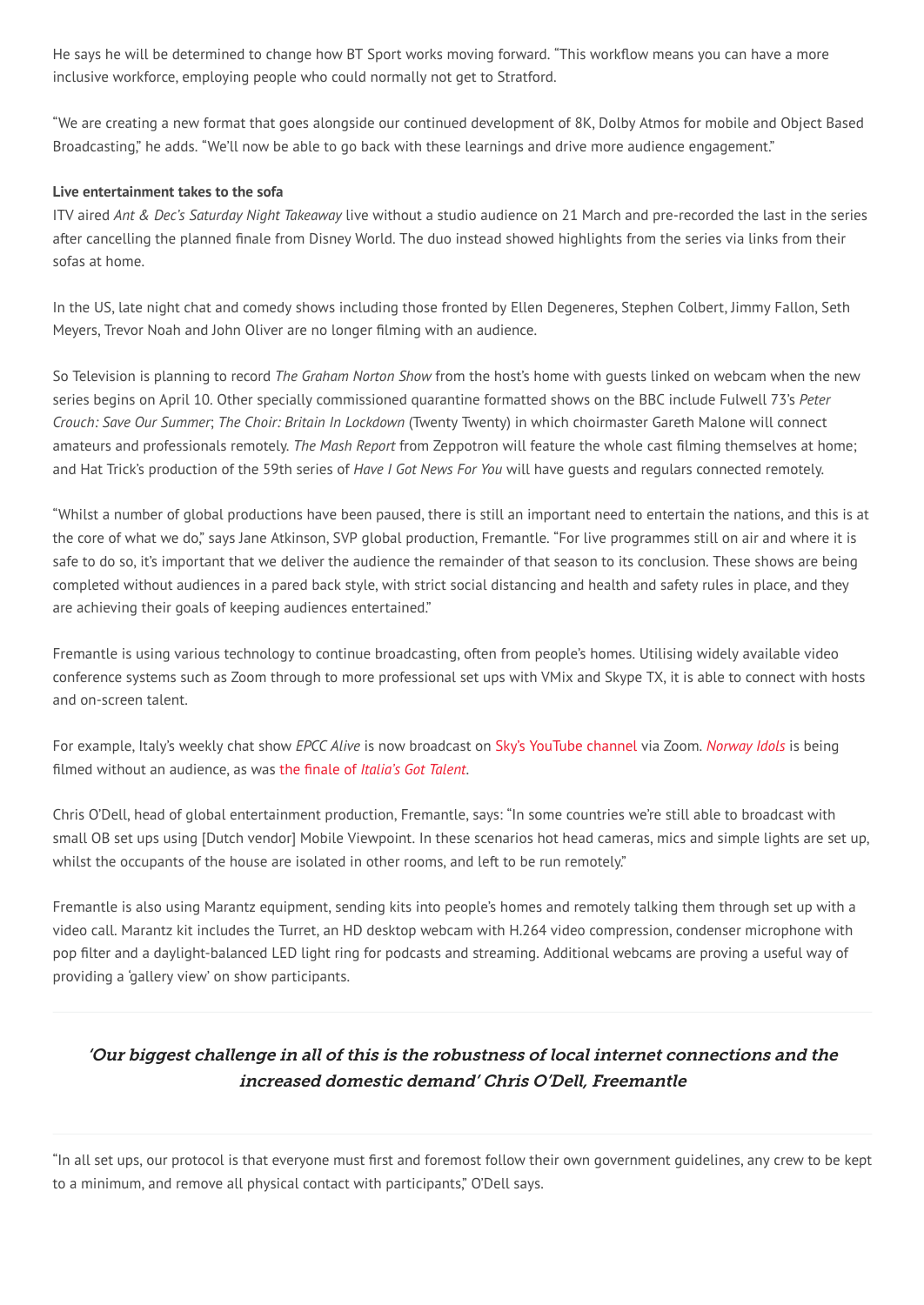He says he will be determined to change how BT Sport works moving forward. "This workflow means you can have a more inclusive workforce, employing people who could normally not get to Stratford.

"We are creating a new format that goes alongside our continued development of 8K, Dolby Atmos for mobile and Object Based Broadcasting," he adds. "We'll now be able to go back with these learnings and drive more audience engagement."

**Live entertainment takes to the sofa**

ITV aired *Ant & Dec's Saturday Night Takeaway* live without a studio audience on 21 March and pre-recorded the last in the series after cancelling the planned finale from Disney World. The duo instead showed highlights from the series via links from their sofas at home.

In the US, late night chat and comedy shows including those fronted by Ellen Degeneres, Stephen Colbert, Jimmy Fallon, Seth Meyers, Trevor Noah and John Oliver are no longer filming with an audience.

So Television is planning to record *The Graham Norton Show* from the host's home with guests linked on webcam when the new series begins on April 10. Other specially commissioned quarantine formatted shows on the BBC include Fulwell 73's *Peter Crouch: Save Our Summer*; *The Choir: Britain In Lockdown* (Twenty Twenty) in which choirmaster Gareth Malone will connect amateurs and professionals remotely. *The Mash Report* from Zeppotron will feature the whole cast filming themselves at home; and Hat Trick's production of the 59th series of *Have I Got News For You* will have guests and regulars connected remotely.

"Whilst a number of global productions have been paused, there is still an important need to entertain the nations, and this is at the core of what we do," says Jane Atkinson, SVP global production, Fremantle. "For live programmes still on air and where it is safe to do so, it's important that we deliver the audience the remainder of that season to its conclusion. These shows are being completed without audiences in a pared back style, with strict social distancing and health and safety rules in place, and they are achieving their goals of keeping audiences entertained."

Fremantle is using various technology to continue broadcasting, often from people's homes. Utilising widely available video conference systems such as Zoom through to more professional set ups with VMix and Skype TX, it is able to connect with hosts and on-screen talent.

For example, Italy's weekly chat show *EPCC Alive* is now broadcast on Sky's YouTube channel via Zoom. *Norway Idols* is being filmed without an audience, as was the finale of *Italia's Got Talent*.

Chris O'Dell, head of global entertainment production, Fremantle, says: "In some countries we're still able to broadcast with small OB set ups using [Dutch vendor] Mobile Viewpoint. In these scenarios hot head cameras, mics and simple lights are set up, whilst the occupants of the house are isolated in other rooms, and left to be run remotely."

Fremantle is also using Marantz equipment, sending kits into people's homes and remotely talking them through set up with a video call. Marantz kit includes the Turret, an HD desktop webcam with H.264 video compression, condenser microphone with pop filter and a daylight-balanced LED light ring for podcasts and streaming. Additional webcams are proving a useful way of providing a 'gallery view' on show participants.

> *'Our biggest challenge in all of this is the robustness of local internet connections and the increased domestic demand' Chris O'Dell, Freemantle*

"In all set ups, our protocol is that everyone must first and foremost follow their own government guidelines, any crew to be kept to a minimum, and remove all physical contact with participants," O'Dell says.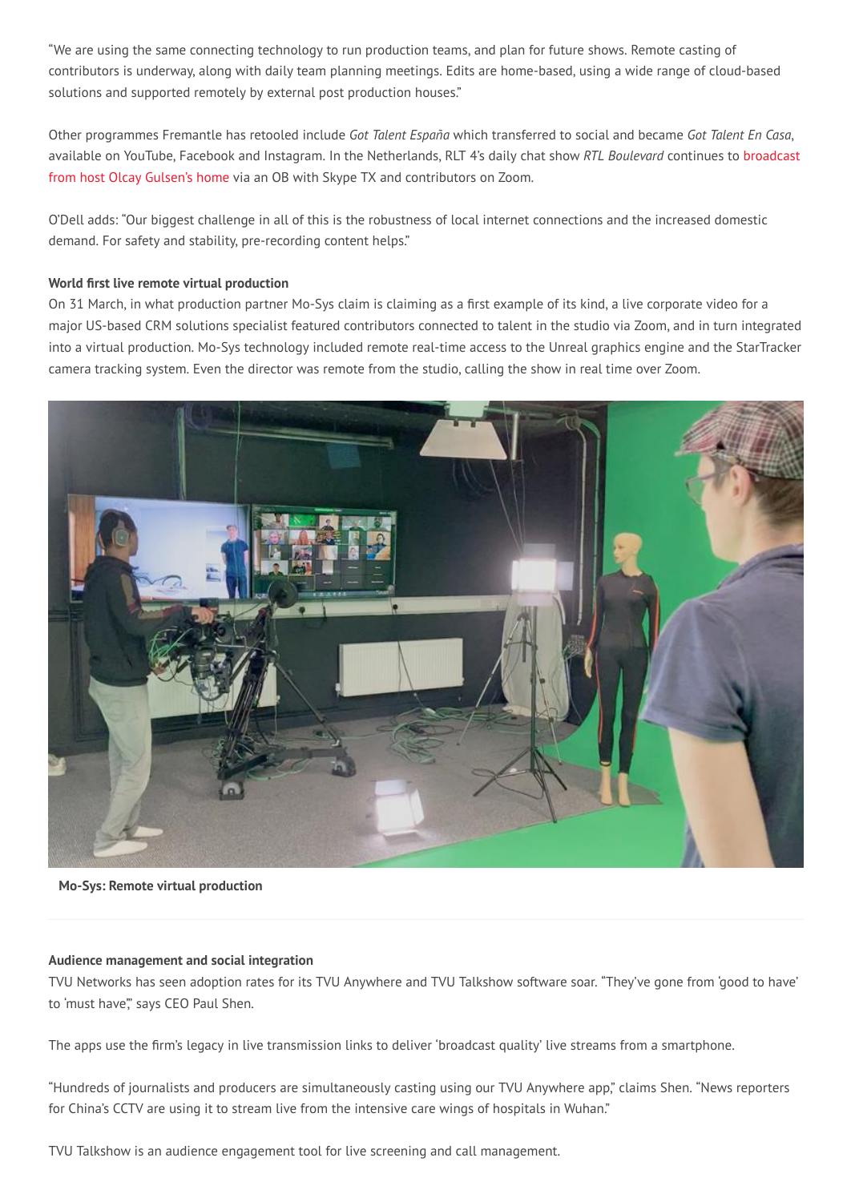"We are using the same connecting technology to run production teams, and plan for future shows. Remote casting of contributors is underway, along with daily team planning meetings. Edits are home-based, using a wide range of cloud-based solutions and supported remotely by external post production houses."

Other programmes Fremantle has retooled include *Got Talent España* which transferred to social and became *Got Talent En Casa*, available on YouTube, Facebook and Instagram. In the Netherlands, RLT 4's daily chat show *RTL Boulevard* continues to broadcast from host Olcay Gulsen's home via an OB with Skype TX and contributors on Zoom.

O'Dell adds: "Our biggest challenge in all of this is the robustness of local internet connections and the increased domestic demand. For safety and stability, pre-recording content helps."

**World first live remote virtual production**

On 31 March, in what production partner Mo-Sys claim is claiming as a first example of its kind, a live corporate video for a major US-based CRM solutions specialist featured contributors connected to talent in the studio via Zoom, and in turn integrated into a virtual production. Mo-Sys technology included remote real-time access to the Unreal graphics engine and the StarTracker camera tracking system. Even the director was remote from the studio, calling the show in real time over Zoom.

**Mo-Sys: Remote virtual production**

**Audience management and social integration**

TVU Networks has seen adoption rates for its TVU Anywhere and TVU Talkshow software soar. "They've gone from 'good to have' to 'must have'," says CEO Paul Shen.

The apps use the firm's legacy in live transmission links to deliver 'broadcast quality' live streams from a smartphone.

"Hundreds of journalists and producers are simultaneously casting using our TVU Anywhere app," claims Shen. "News reporters for China's CCTV are using it to stream live from the intensive care wings of hospitals in Wuhan."

TVU Talkshow is an audience engagement tool for live screening and call management.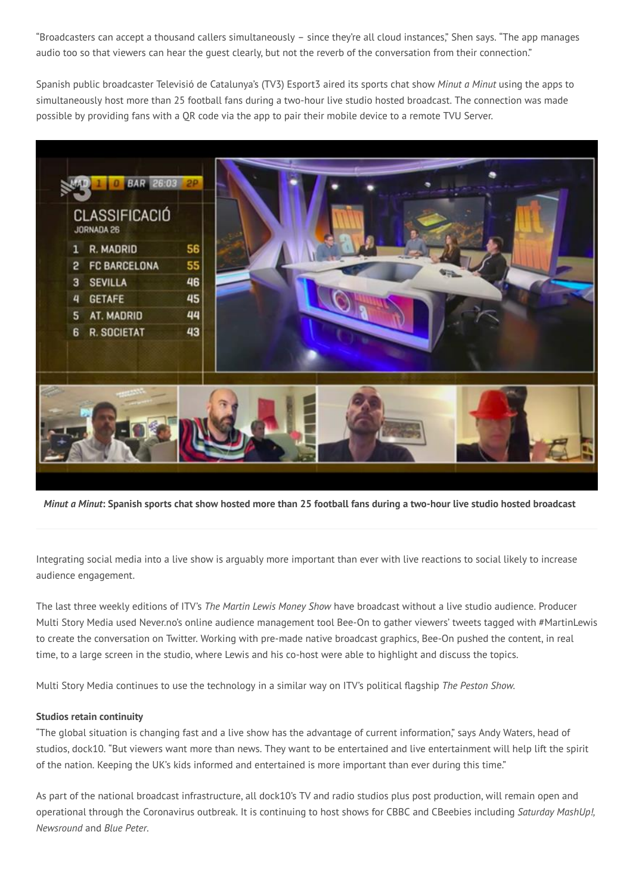"Broadcasters can accept a thousand callers simultaneously – since they're all cloud instances," Shen says. "The app manages audio too so that viewers can hear the guest clearly, but not the reverb of the conversation from their connection."

Spanish public broadcaster Televisió de Catalunya's (TV3) Esport3 aired its sports chat show *Minut a Minut* using the apps to simultaneously host more than 25 football fans during a two-hour live studio hosted broadcast. The connection was made possible by providing fans with a QR code via the app to pair their mobile device to a remote TVU Server.

***Minut a Minut*: Spanish sports chat show hosted more than 25 football fans during a two-hour live studio hosted broadcast**

Integrating social media into a live show is arguably more important than ever with live reactions to social likely to increase audience engagement.

The last three weekly editions of ITV's *The Martin Lewis Money Show* have broadcast without a live studio audience. Producer Multi Story Media used Never.no's online audience management tool Bee-On to gather viewers' tweets tagged with #MartinLewis to create the conversation on Twitter. Working with pre-made native broadcast graphics, Bee-On pushed the content, in real time, to a large screen in the studio, where Lewis and his co-host were able to highlight and discuss the topics.

Multi Story Media continues to use the technology in a similar way on ITV's political flagship *The Peston Show*.

**Studios retain continuity**

"The global situation is changing fast and a live show has the advantage of current information," says Andy Waters, head of studios, dock10. "But viewers want more than news. They want to be entertained and live entertainment will help lift the spirit of the nation. Keeping the UK's kids informed and entertained is more important than ever during this time."

As part of the national broadcast infrastructure, all dock10's TV and radio studios plus post production, will remain open and operational through the Coronavirus outbreak. It is continuing to host shows for CBBC and CBeebies including *Saturday MashUp!*, *Newsround* and *Blue Peter*.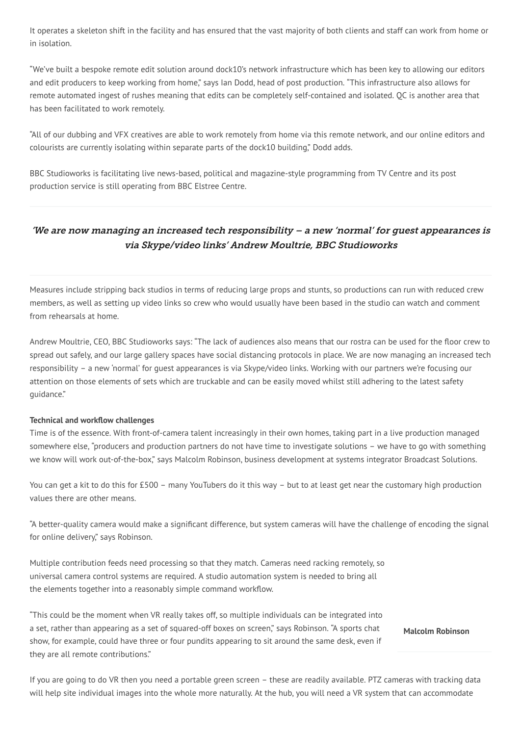It operates a skeleton shift in the facility and has ensured that the vast majority of both clients and staff can work from home or in isolation.

"We've built a bespoke remote edit solution around dock10's network infrastructure which has been key to allowing our editors and edit producers to keep working from home," says Ian Dodd, head of post production. "This infrastructure also allows for remote automated ingest of rushes meaning that edits can be completely self-contained and isolated. QC is another area that has been facilitated to work remotely.

"All of our dubbing and VFX creatives are able to work remotely from home via this remote network, and our online editors and colourists are currently isolating within separate parts of the dock10 building," Dodd adds.

BBC Studioworks is facilitating live news-based, political and magazine-style programming from TV Centre and its post production service is still operating from BBC Elstree Centre.

---

*'We are now managing an increased tech responsibility – a new 'normal' for guest appearances is via Skype/video links' Andrew Moultrie, BBC Studioworks*

---

Measures include stripping back studios in terms of reducing large props and stunts, so productions can run with reduced crew members, as well as setting up video links so crew who would usually have been based in the studio can watch and comment from rehearsals at home.

Andrew Moultrie, CEO, BBC Studioworks says: "The lack of audiences also means that our rostra can be used for the floor crew to spread out safely, and our large gallery spaces have social distancing protocols in place. We are now managing an increased tech responsibility – a new 'normal' for guest appearances is via Skype/video links. Working with our partners we're focusing our attention on those elements of sets which are truckable and can be easily moved whilst still adhering to the latest safety guidance."

**Technical and workflow challenges**

Time is of the essence. With front-of-camera talent increasingly in their own homes, taking part in a live production managed somewhere else, "producers and production partners do not have time to investigate solutions – we have to go with something we know will work out-of-the-box," says Malcolm Robinson, business development at systems integrator Broadcast Solutions.

You can get a kit to do this for £500 – many YouTubers do it this way – but to at least get near the customary high production values there are other means.

"A better-quality camera would make a significant difference, but system cameras will have the challenge of encoding the signal for online delivery," says Robinson.

Multiple contribution feeds need processing so that they match. Cameras need racking remotely, so universal camera control systems are required. A studio automation system is needed to bring all the elements together into a reasonably simple command workflow.

"This could be the moment when VR really takes off, so multiple individuals can be integrated into a set, rather than appearing as a set of squared-off boxes on screen," says Robinson. "A sports chat show, for example, could have three or four pundits appearing to sit around the same desk, even if they are all remote contributions."

**Malcolm Robinson**

If you are going to do VR then you need a portable green screen – these are readily available. PTZ cameras with tracking data will help site individual images into the whole more naturally. At the hub, you will need a VR system that can accommodate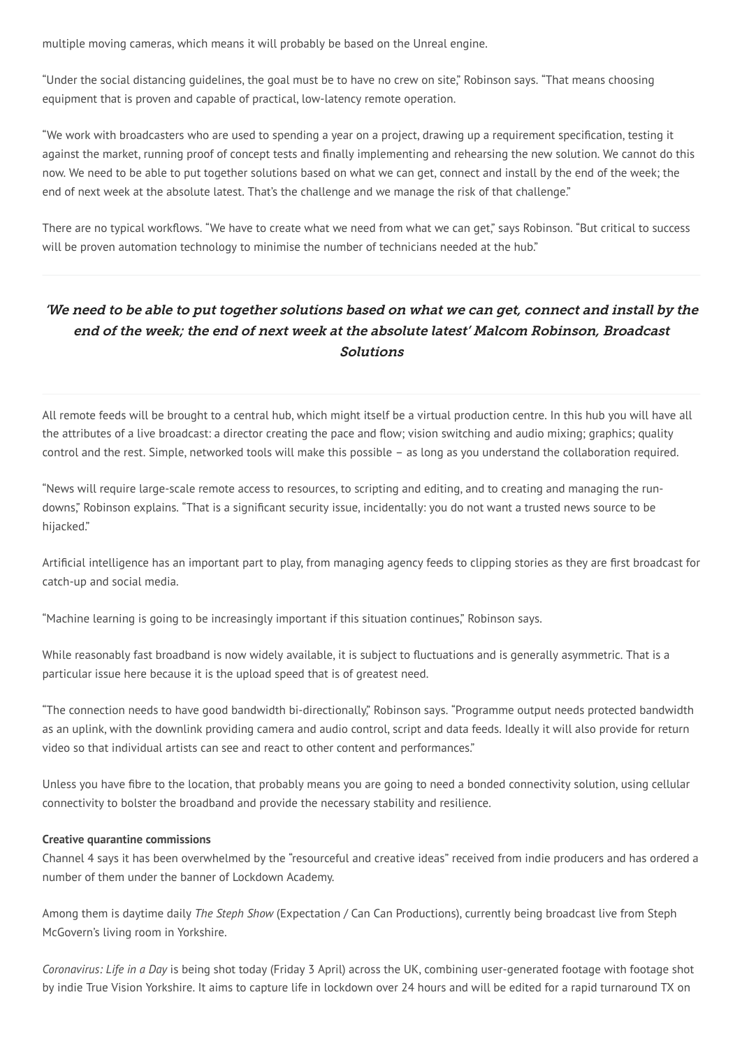multiple moving cameras, which means it will probably be based on the Unreal engine.

"Under the social distancing guidelines, the goal must be to have no crew on site," Robinson says. "That means choosing equipment that is proven and capable of practical, low-latency remote operation.

"We work with broadcasters who are used to spending a year on a project, drawing up a requirement specification, testing it against the market, running proof of concept tests and finally implementing and rehearsing the new solution. We cannot do this now. We need to be able to put together solutions based on what we can get, connect and install by the end of the week; the end of next week at the absolute latest. That's the challenge and we manage the risk of that challenge."

There are no typical workflows. "We have to create what we need from what we can get," says Robinson. "But critical to success will be proven automation technology to minimise the number of technicians needed at the hub."

---

> *'We need to be able to put together solutions based on what we can get, connect and install by the end of the week; the end of next week at the absolute latest' Malcom Robinson, Broadcast Solutions*

---

All remote feeds will be brought to a central hub, which might itself be a virtual production centre. In this hub you will have all the attributes of a live broadcast: a director creating the pace and flow; vision switching and audio mixing; graphics; quality control and the rest. Simple, networked tools will make this possible – as long as you understand the collaboration required.

"News will require large-scale remote access to resources, to scripting and editing, and to creating and managing the run-downs," Robinson explains. "That is a significant security issue, incidentally: you do not want a trusted news source to be hijacked."

Artificial intelligence has an important part to play, from managing agency feeds to clipping stories as they are first broadcast for catch-up and social media.

"Machine learning is going to be increasingly important if this situation continues," Robinson says.

While reasonably fast broadband is now widely available, it is subject to fluctuations and is generally asymmetric. That is a particular issue here because it is the upload speed that is of greatest need.

"The connection needs to have good bandwidth bi-directionally," Robinson says. "Programme output needs protected bandwidth as an uplink, with the downlink providing camera and audio control, script and data feeds. Ideally it will also provide for return video so that individual artists can see and react to other content and performances."

Unless you have fibre to the location, that probably means you are going to need a bonded connectivity solution, using cellular connectivity to bolster the broadband and provide the necessary stability and resilience.

**Creative quarantine commissions**

Channel 4 says it has been overwhelmed by the "resourceful and creative ideas" received from indie producers and has ordered a number of them under the banner of Lockdown Academy.

Among them is daytime daily *The Steph Show* (Expectation / Can Can Productions), currently being broadcast live from Steph McGovern's living room in Yorkshire.

*Coronavirus: Life in a Day* is being shot today (Friday 3 April) across the UK, combining user-generated footage with footage shot by indie True Vision Yorkshire. It aims to capture life in lockdown over 24 hours and will be edited for a rapid turnaround TX on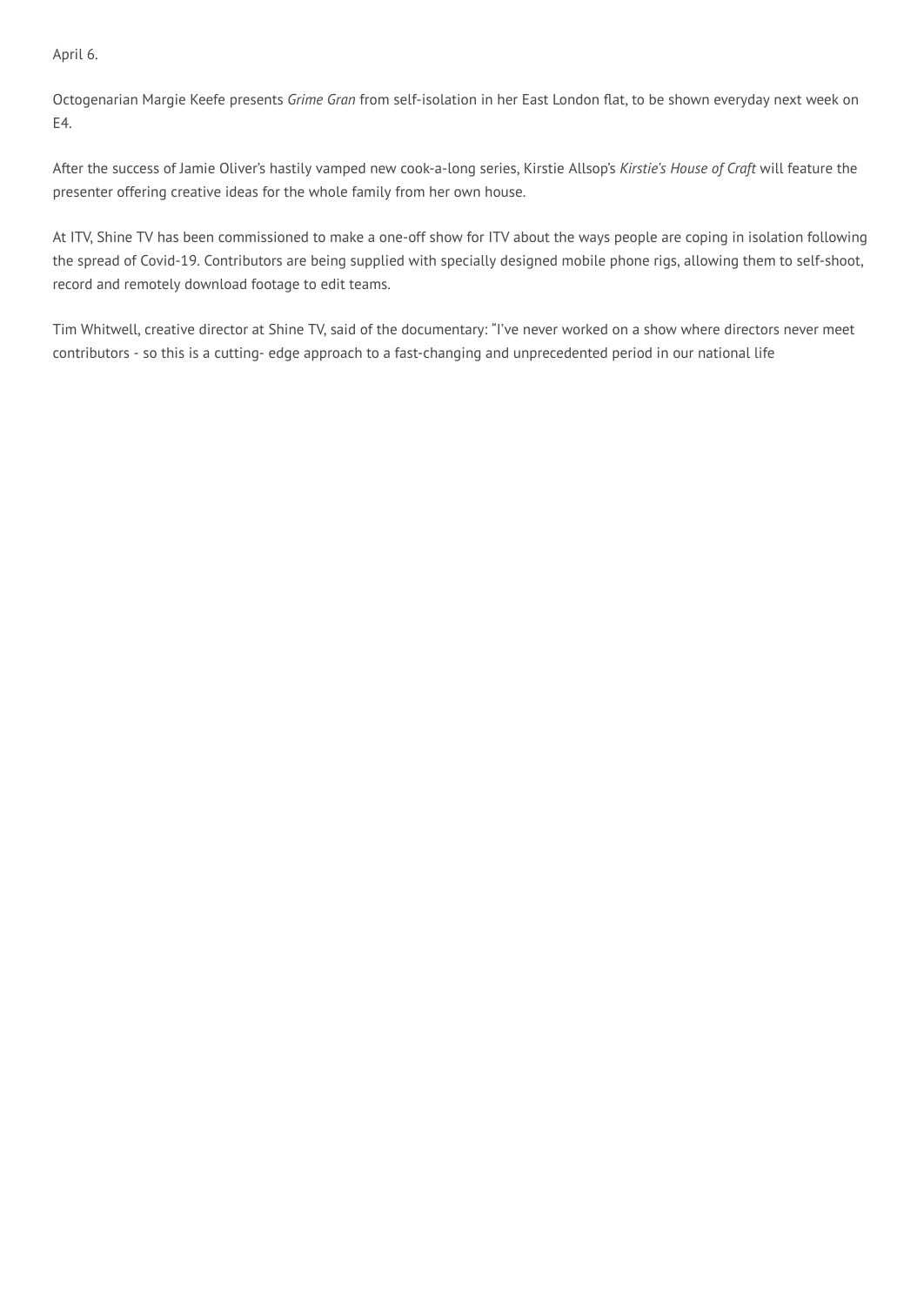April 6.

Octogenarian Margie Keefe presents *Grime Gran* from self-isolation in her East London flat, to be shown everyday next week on E4.

After the success of Jamie Oliver's hastily vamped new cook-a-long series, Kirstie Allsop's *Kirstie's House of Craft* will feature the presenter offering creative ideas for the whole family from her own house.

At ITV, Shine TV has been commissioned to make a one-off show for ITV about the ways people are coping in isolation following the spread of Covid-19. Contributors are being supplied with specially designed mobile phone rigs, allowing them to self-shoot, record and remotely download footage to edit teams.

Tim Whitwell, creative director at Shine TV, said of the documentary: "I've never worked on a show where directors never meet contributors - so this is a cutting- edge approach to a fast-changing and unprecedented period in our national life